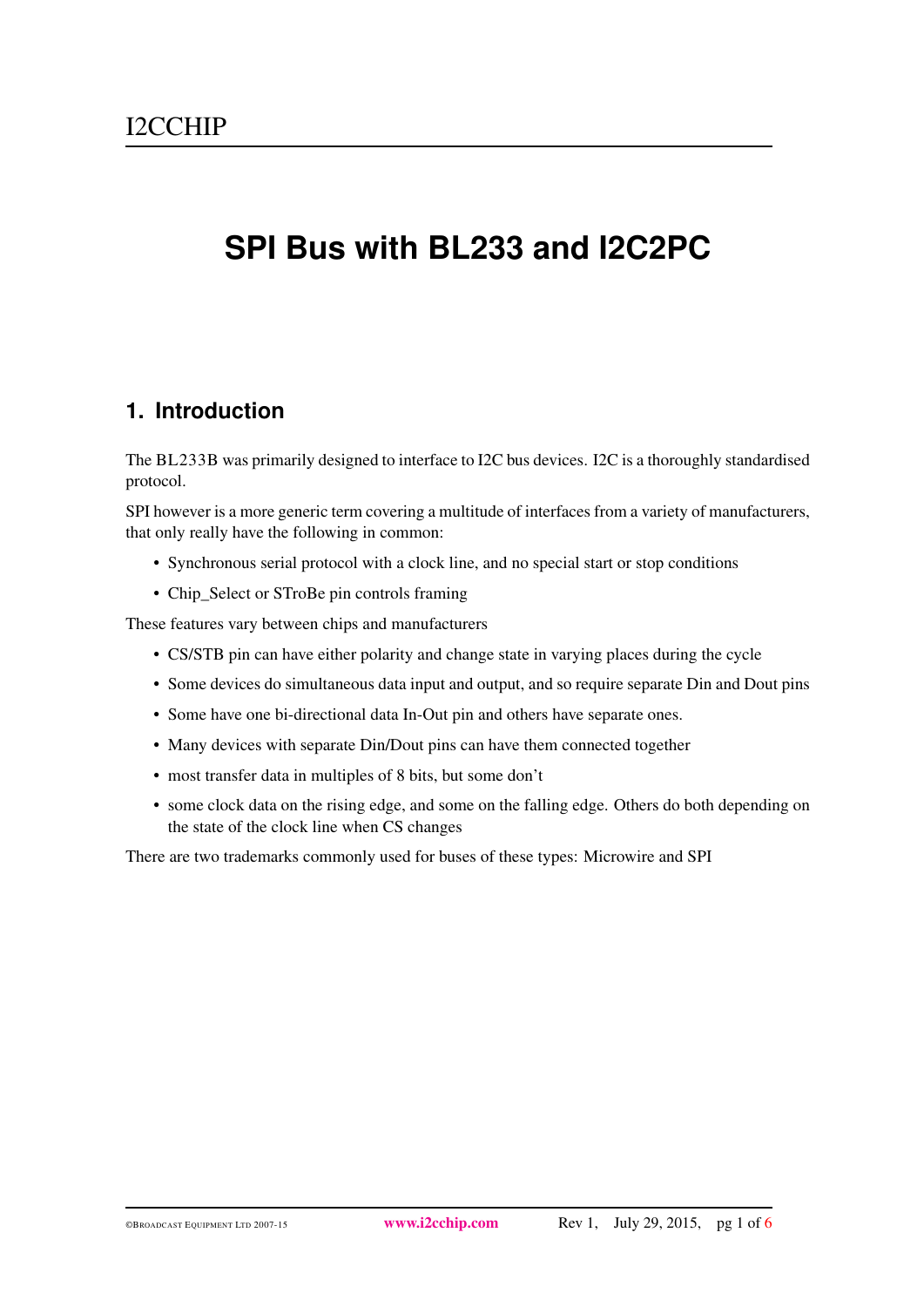# SPI Bus with BL233 and I2C2PC

## 1. Introduction

The BL233B was primarily designed to interface to I2C bus devices. I2C is a thoroughly standardised protocol.

SPI however is a more generic term covering a multitude of interfaces from a variety of manufacturers, that only really have the following in common:

- Synchronous serial protocol with a clock line, and no special start or stop conditions
- Chip_Select or STroBe pin controls framing

These features vary between chips and manufacturers

- CS/STB pin can have either polarity and change state in varying places during the cycle
- Some devices do simultaneous data input and output, and so require separate Din and Dout pins
- Some have one bi-directional data In-Out pin and others have separate ones.
- Many devices with separate Din/Dout pins can have them connected together
- most transfer data in multiples of 8 bits, but some don't
- some clock data on the rising edge, and some on the falling edge. Others do both depending on the state of the clock line when CS changes

There are two trademarks commonly used for buses of these types: Microwire and SPI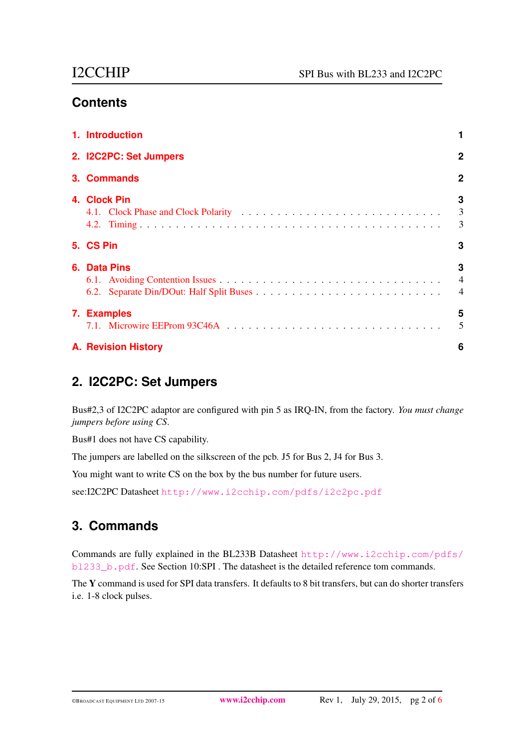## Contents

| | |
|---|---|
| **1. Introduction** | **1** |
| **2. I2C2PC: Set Jumpers** | **2** |
| **3. Commands** | **2** |
| **4. Clock Pin** | **3** |
| 4.1. Clock Phase and Clock Polarity | 3 |
| 4.2. Timing | 3 |
| **5. CS Pin** | **3** |
| **6. Data Pins** | **3** |
| 6.1. Avoiding Contention Issues | 4 |
| 6.2. Separate Din/DOut: Half Split Buses | 4 |
| **7. Examples** | **5** |
| 7.1. Microwire EEProm 93C46A | 5 |
| **A. Revision History** | **6** |

## 2. I2C2PC: Set Jumpers

Bus#2,3 of I2C2PC adaptor are configured with pin 5 as IRQ-IN, from the factory. *You must change jumpers before using CS.*

Bus#1 does not have CS capability.

The jumpers are labelled on the silkscreen of the pcb. J5 for Bus 2, J4 for Bus 3.

You might want to write CS on the box by the bus number for future users.

see:I2C2PC Datasheet http://www.i2cchip.com/pdfs/i2c2pc.pdf

## 3. Commands

Commands are fully explained in the BL233B Datasheet http://www.i2cchip.com/pdfs/bl233_b.pdf. See Section 10:SPI . The datasheet is the detailed reference tom commands.

The **Y** command is used for SPI data transfers. It defaults to 8 bit transfers, but can do shorter transfers i.e. 1-8 clock pulses.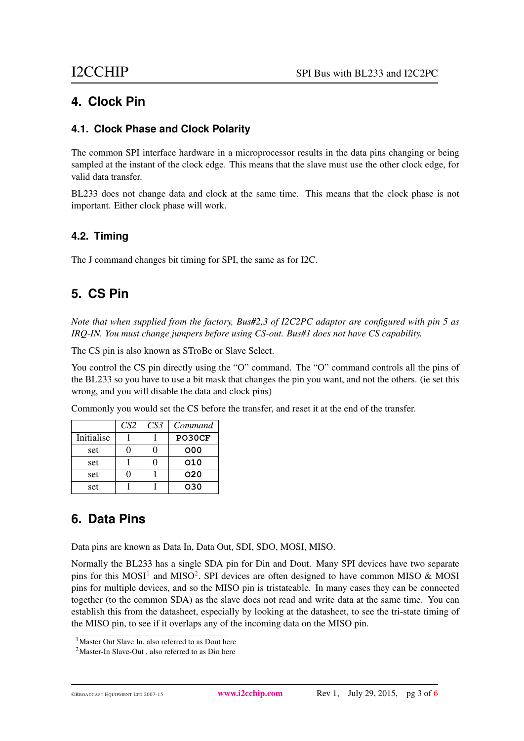## 4. Clock Pin

### 4.1. Clock Phase and Clock Polarity

The common SPI interface hardware in a microprocessor results in the data pins changing or being sampled at the instant of the clock edge. This means that the slave must use the other clock edge, for valid data transfer.

BL233 does not change data and clock at the same time. This means that the clock phase is not important. Either clock phase will work.

### 4.2. Timing

The J command changes bit timing for SPI, the same as for I2C.

## 5. CS Pin

*Note that when supplied from the factory, Bus#2,3 of I2C2PC adaptor are configured with pin 5 as IRQ-IN. You must change jumpers before using CS-out. Bus#1 does not have CS capability.*

The CS pin is also known as STroBe or Slave Select.

You control the CS pin directly using the "O" command. The "O" command controls all the pins of the BL233 so you have to use a bit mask that changes the pin you want, and not the others. (ie set this wrong, and you will disable the data and clock pins)

Commonly you would set the CS before the transfer, and reset it at the end of the transfer.

| | *CS2* | *CS3* | *Command* |
|---|---|---|---|
| Initialise | 1 | 1 | **PO30CF** |
| set | 0 | 0 | **O00** |
| set | 1 | 0 | **O10** |
| set | 0 | 1 | **O20** |
| set | 1 | 1 | **O30** |

## 6. Data Pins

Data pins are known as Data In, Data Out, SDI, SDO, MOSI, MISO.

Normally the BL233 has a single SDA pin for Din and Dout. Many SPI devices have two separate pins for this MOSI[1] and MISO[2]. SPI devices are often designed to have common MISO & MOSI pins for multiple devices, and so the MISO pin is tristateable. In many cases they can be connected together (to the common SDA) as the slave does not read and write data at the same time. You can establish this from the datasheet, especially by looking at the datasheet, to see the tri-state timing of the MISO pin, to see if it overlaps any of the incoming data on the MISO pin.

[1] Master Out Slave In, also referred to as Dout here

[2] Master-In Slave-Out , also referred to as Din here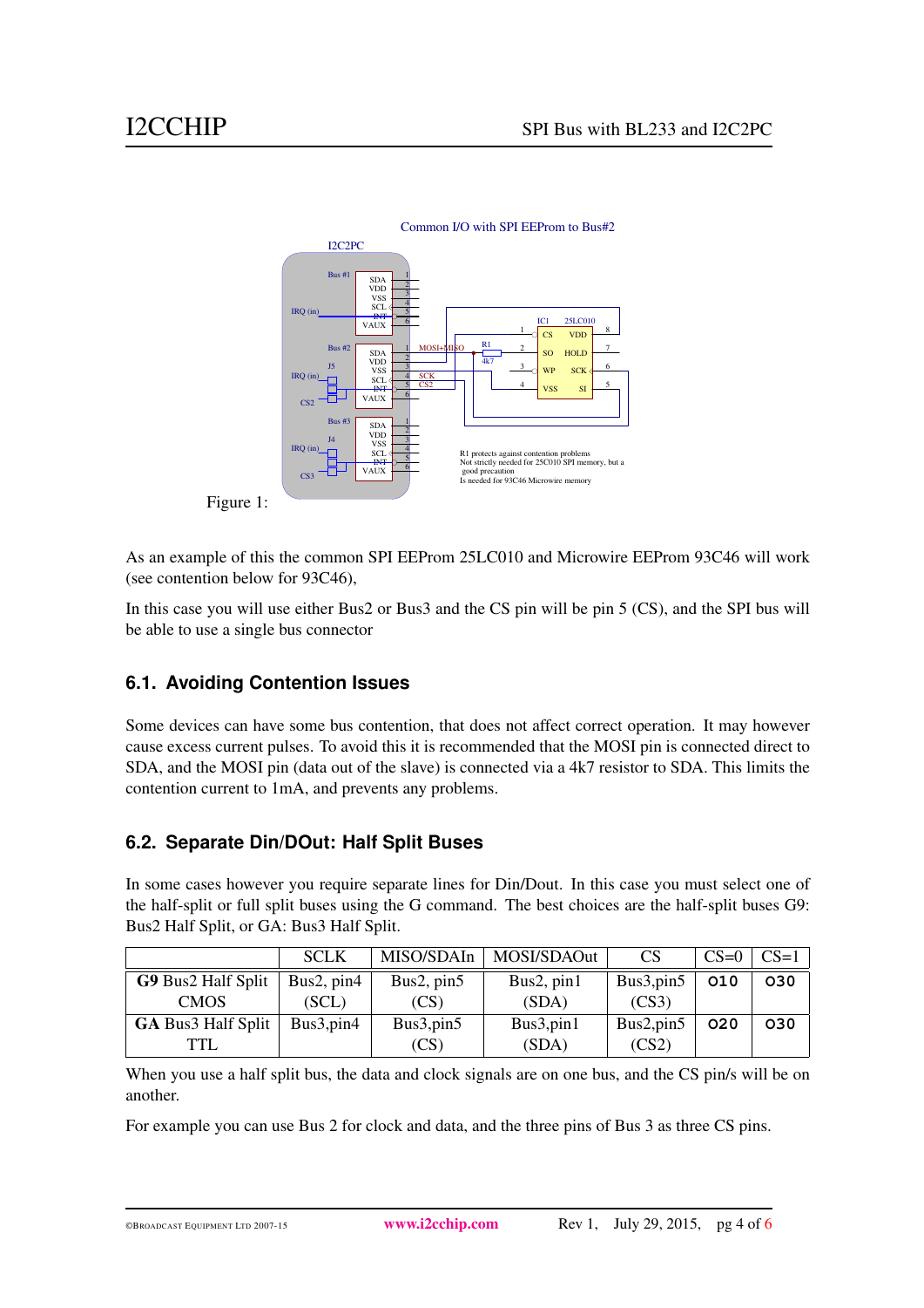Figure 1:

As an example of this the common SPI EEProm 25LC010 and Microwire EEProm 93C46 will work (see contention below for 93C46),

In this case you will use either Bus2 or Bus3 and the CS pin will be pin 5 (CS), and the SPI bus will be able to use a single bus connector

## 6.1. Avoiding Contention Issues

Some devices can have some bus contention, that does not affect correct operation. It may however cause excess current pulses. To avoid this it is recommended that the MOSI pin is connected direct to SDA, and the MOSI pin (data out of the slave) is connected via a 4k7 resistor to SDA. This limits the contention current to 1mA, and prevents any problems.

## 6.2. Separate Din/DOut: Half Split Buses

In some cases however you require separate lines for Din/Dout. In this case you must select one of the half-split or full split buses using the G command. The best choices are the half-split buses G9: Bus2 Half Split, or GA: Bus3 Half Split.

| | SCLK | MISO/SDAIn | MOSI/SDAOut | CS | CS=0 | CS=1 |
|---|---|---|---|---|---|---|
| **G9** Bus2 Half Split CMOS | Bus2, pin4 (SCL) | Bus2, pin5 (CS) | Bus2, pin1 (SDA) | Bus3,pin5 (CS3) | `O10` | `O30` |
| **GA** Bus3 Half Split TTL | Bus3,pin4 | Bus3,pin5 (CS) | Bus3,pin1 (SDA) | Bus2,pin5 (CS2) | `O20` | `O30` |

When you use a half split bus, the data and clock signals are on one bus, and the CS pin/s will be on another.

For example you can use Bus 2 for clock and data, and the three pins of Bus 3 as three CS pins.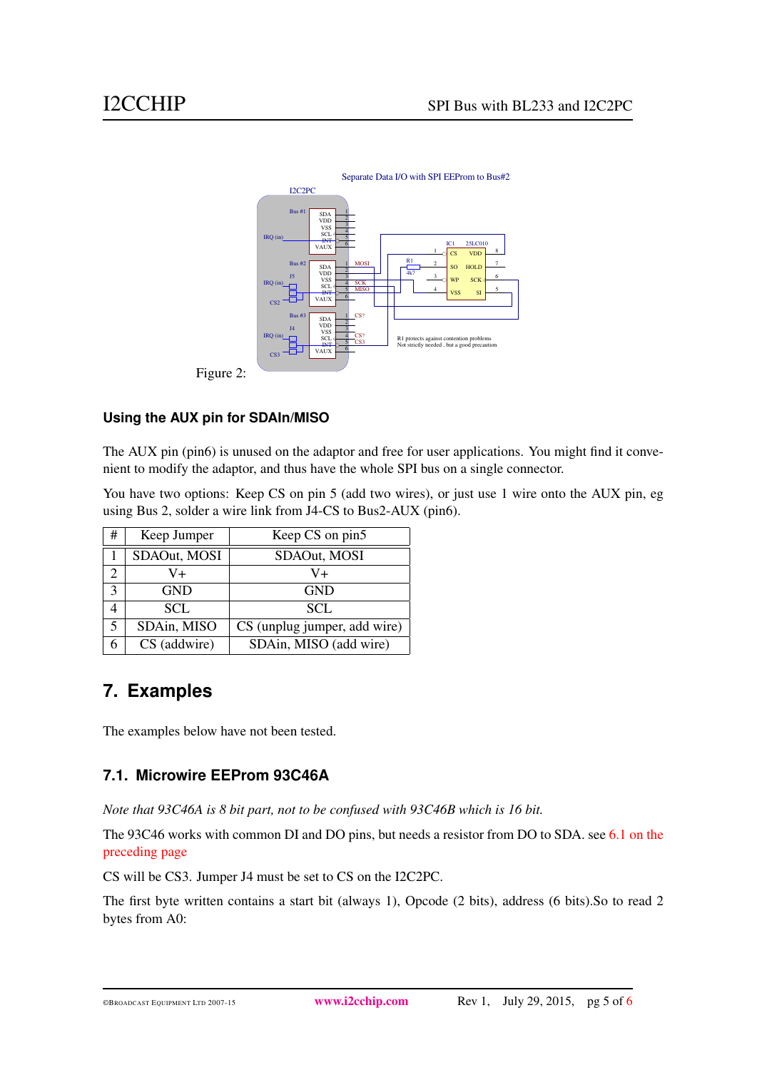Figure 2:

### Using the AUX pin for SDAIn/MISO

The AUX pin (pin6) is unused on the adaptor and free for user applications. You might find it convenient to modify the adaptor, and thus have the whole SPI bus on a single connector.

You have two options: Keep CS on pin 5 (add two wires), or just use 1 wire onto the AUX pin, eg using Bus 2, solder a wire link from J4-CS to Bus2-AUX (pin6).

| # | Keep Jumper | Keep CS on pin5 |
|---|---|---|
| 1 | SDAOut, MOSI | SDAOut, MOSI |
| 2 | V+ | V+ |
| 3 | GND | GND |
| 4 | SCL | SCL |
| 5 | SDAin, MISO | CS (unplug jumper, add wire) |
| 6 | CS (addwire) | SDAin, MISO (add wire) |

## 7. Examples

The examples below have not been tested.

### 7.1. Microwire EEProm 93C46A

*Note that 93C46A is 8 bit part, not to be confused with 93C46B which is 16 bit.*

The 93C46 works with common DI and DO pins, but needs a resistor from DO to SDA. see 6.1 on the preceding page

CS will be CS3. Jumper J4 must be set to CS on the I2C2PC.

The first byte written contains a start bit (always 1), Opcode (2 bits), address (6 bits).So to read 2 bytes from A0: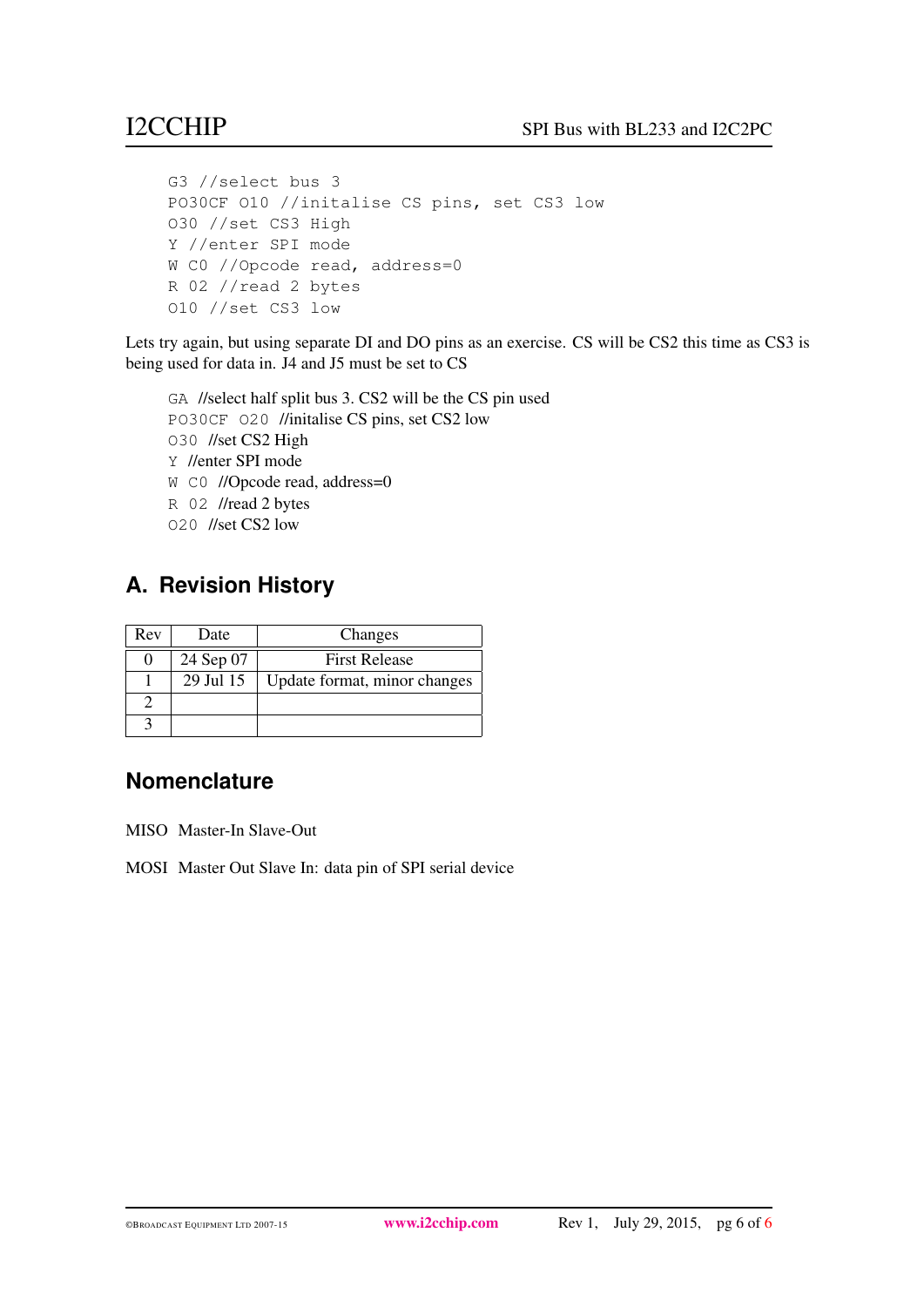```
G3 //select bus 3
PO30CF O10 //initalise CS pins, set CS3 low
O30 //set CS3 High
Y //enter SPI mode
W C0 //Opcode read, address=0
R 02 //read 2 bytes
O10 //set CS3 low
```

Lets try again, but using separate DI and DO pins as an exercise. CS will be CS2 this time as CS3 is being used for data in. J4 and J5 must be set to CS

```
GA //select half split bus 3. CS2 will be the CS pin used
PO30CF O20 //initalise CS pins, set CS2 low
O30 //set CS2 High
Y //enter SPI mode
W C0 //Opcode read, address=0
R 02 //read 2 bytes
O20 //set CS2 low
```

## A. Revision History

| Rev | Date | Changes |
|---|---|---|
| 0 | 24 Sep 07 | First Release |
| 1 | 29 Jul 15 | Update format, minor changes |
| 2 | | |
| 3 | | |

## Nomenclature

MISO Master-In Slave-Out

MOSI Master Out Slave In: data pin of SPI serial device